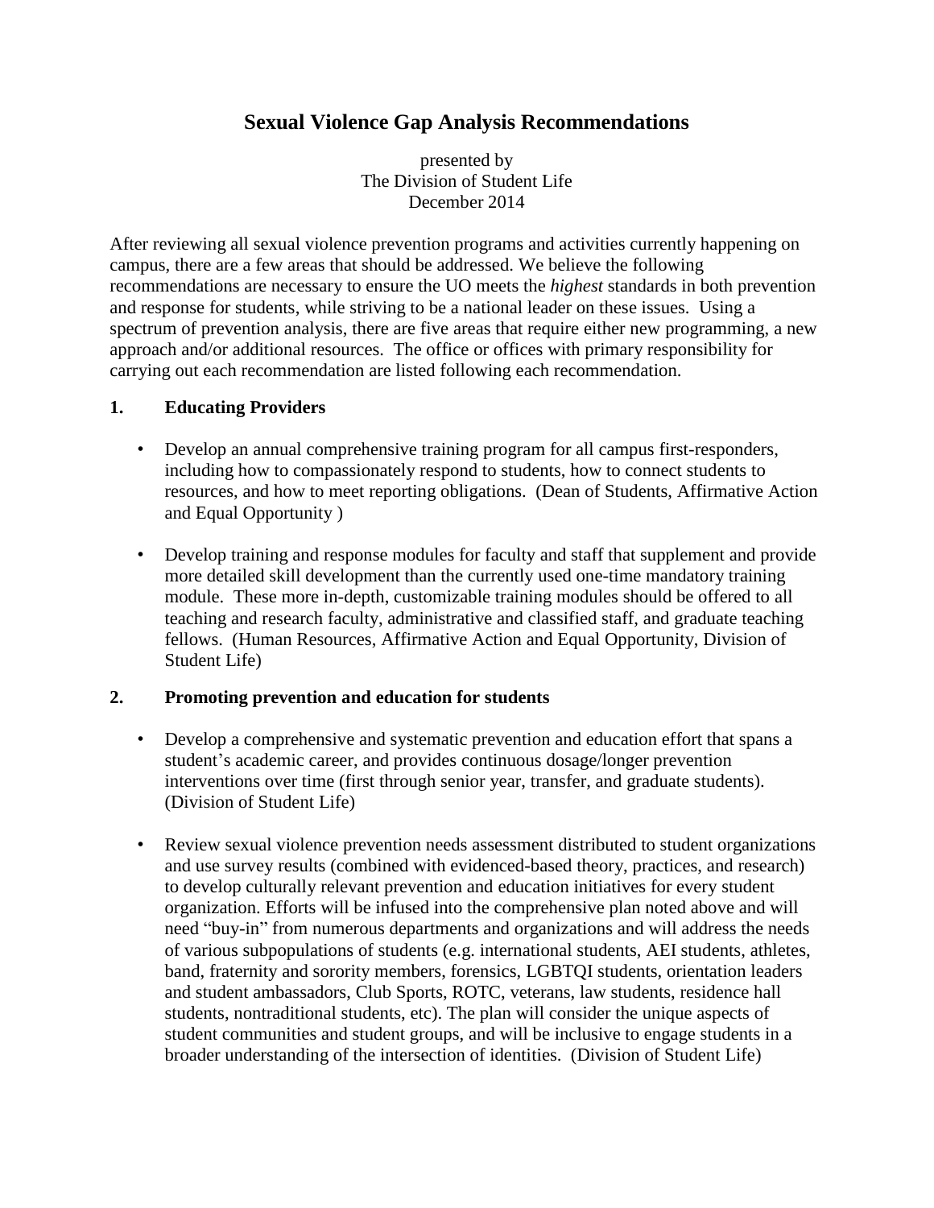# Sexual Violence Gap Analysis Recommendations

presented by
The Division of Student Life
December 2014

After reviewing all sexual violence prevention programs and activities currently happening on campus, there are a few areas that should be addressed. We believe the following recommendations are necessary to ensure the UO meets the *highest* standards in both prevention and response for students, while striving to be a national leader on these issues. Using a spectrum of prevention analysis, there are five areas that require either new programming, a new approach and/or additional resources. The office or offices with primary responsibility for carrying out each recommendation are listed following each recommendation.

## 1. Educating Providers

- Develop an annual comprehensive training program for all campus first-responders, including how to compassionately respond to students, how to connect students to resources, and how to meet reporting obligations. (Dean of Students, Affirmative Action and Equal Opportunity )

- Develop training and response modules for faculty and staff that supplement and provide more detailed skill development than the currently used one-time mandatory training module. These more in-depth, customizable training modules should be offered to all teaching and research faculty, administrative and classified staff, and graduate teaching fellows. (Human Resources, Affirmative Action and Equal Opportunity, Division of Student Life)

## 2. Promoting prevention and education for students

- Develop a comprehensive and systematic prevention and education effort that spans a student's academic career, and provides continuous dosage/longer prevention interventions over time (first through senior year, transfer, and graduate students). (Division of Student Life)

- Review sexual violence prevention needs assessment distributed to student organizations and use survey results (combined with evidenced-based theory, practices, and research) to develop culturally relevant prevention and education initiatives for every student organization. Efforts will be infused into the comprehensive plan noted above and will need "buy-in" from numerous departments and organizations and will address the needs of various subpopulations of students (e.g. international students, AEI students, athletes, band, fraternity and sorority members, forensics, LGBTQI students, orientation leaders and student ambassadors, Club Sports, ROTC, veterans, law students, residence hall students, nontraditional students, etc). The plan will consider the unique aspects of student communities and student groups, and will be inclusive to engage students in a broader understanding of the intersection of identities. (Division of Student Life)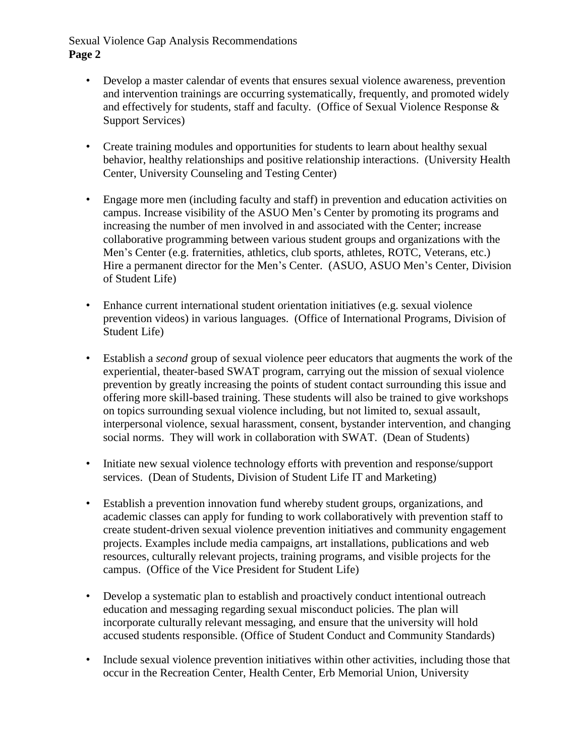- Develop a master calendar of events that ensures sexual violence awareness, prevention and intervention trainings are occurring systematically, frequently, and promoted widely and effectively for students, staff and faculty. (Office of Sexual Violence Response & Support Services)

- Create training modules and opportunities for students to learn about healthy sexual behavior, healthy relationships and positive relationship interactions. (University Health Center, University Counseling and Testing Center)

- Engage more men (including faculty and staff) in prevention and education activities on campus. Increase visibility of the ASUO Men's Center by promoting its programs and increasing the number of men involved in and associated with the Center; increase collaborative programming between various student groups and organizations with the Men's Center (e.g. fraternities, athletics, club sports, athletes, ROTC, Veterans, etc.) Hire a permanent director for the Men's Center. (ASUO, ASUO Men's Center, Division of Student Life)

- Enhance current international student orientation initiatives (e.g. sexual violence prevention videos) in various languages. (Office of International Programs, Division of Student Life)

- Establish a *second* group of sexual violence peer educators that augments the work of the experiential, theater-based SWAT program, carrying out the mission of sexual violence prevention by greatly increasing the points of student contact surrounding this issue and offering more skill-based training. These students will also be trained to give workshops on topics surrounding sexual violence including, but not limited to, sexual assault, interpersonal violence, sexual harassment, consent, bystander intervention, and changing social norms. They will work in collaboration with SWAT. (Dean of Students)

- Initiate new sexual violence technology efforts with prevention and response/support services. (Dean of Students, Division of Student Life IT and Marketing)

- Establish a prevention innovation fund whereby student groups, organizations, and academic classes can apply for funding to work collaboratively with prevention staff to create student-driven sexual violence prevention initiatives and community engagement projects. Examples include media campaigns, art installations, publications and web resources, culturally relevant projects, training programs, and visible projects for the campus. (Office of the Vice President for Student Life)

- Develop a systematic plan to establish and proactively conduct intentional outreach education and messaging regarding sexual misconduct policies. The plan will incorporate culturally relevant messaging, and ensure that the university will hold accused students responsible. (Office of Student Conduct and Community Standards)

- Include sexual violence prevention initiatives within other activities, including those that occur in the Recreation Center, Health Center, Erb Memorial Union, University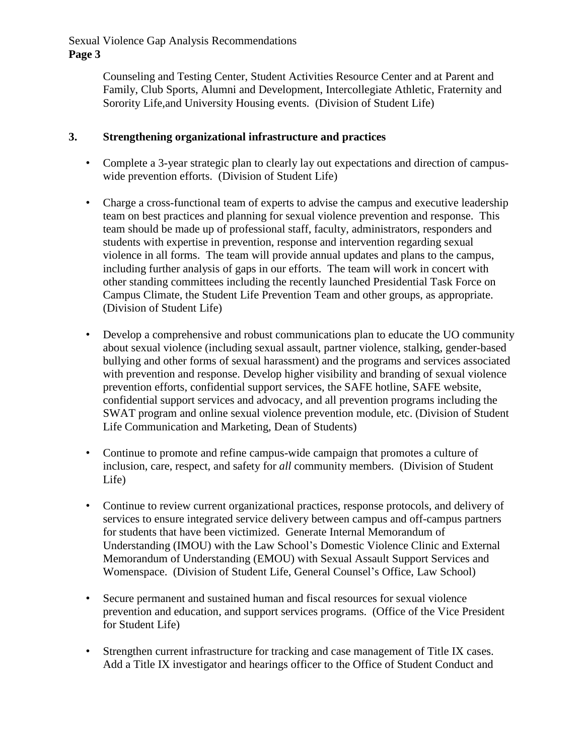Counseling and Testing Center, Student Activities Resource Center and at Parent and Family, Club Sports, Alumni and Development, Intercollegiate Athletic, Fraternity and Sorority Life,and University Housing events.  (Division of Student Life)

## 3. Strengthening organizational infrastructure and practices

- Complete a 3-year strategic plan to clearly lay out expectations and direction of campus-wide prevention efforts.  (Division of Student Life)

- Charge a cross-functional team of experts to advise the campus and executive leadership team on best practices and planning for sexual violence prevention and response.  This team should be made up of professional staff, faculty, administrators, responders and students with expertise in prevention, response and intervention regarding sexual violence in all forms.  The team will provide annual updates and plans to the campus, including further analysis of gaps in our efforts.  The team will work in concert with other standing committees including the recently launched Presidential Task Force on Campus Climate, the Student Life Prevention Team and other groups, as appropriate. (Division of Student Life)

- Develop a comprehensive and robust communications plan to educate the UO community about sexual violence (including sexual assault, partner violence, stalking, gender-based bullying and other forms of sexual harassment) and the programs and services associated with prevention and response. Develop higher visibility and branding of sexual violence prevention efforts, confidential support services, the SAFE hotline, SAFE website, confidential support services and advocacy, and all prevention programs including the SWAT program and online sexual violence prevention module, etc. (Division of Student Life Communication and Marketing, Dean of Students)

- Continue to promote and refine campus-wide campaign that promotes a culture of inclusion, care, respect, and safety for *all* community members.  (Division of Student Life)

- Continue to review current organizational practices, response protocols, and delivery of services to ensure integrated service delivery between campus and off-campus partners for students that have been victimized.  Generate Internal Memorandum of Understanding (IMOU) with the Law School's Domestic Violence Clinic and External Memorandum of Understanding (EMOU) with Sexual Assault Support Services and Womenspace.  (Division of Student Life, General Counsel's Office, Law School)

- Secure permanent and sustained human and fiscal resources for sexual violence prevention and education, and support services programs.  (Office of the Vice President for Student Life)

- Strengthen current infrastructure for tracking and case management of Title IX cases. Add a Title IX investigator and hearings officer to the Office of Student Conduct and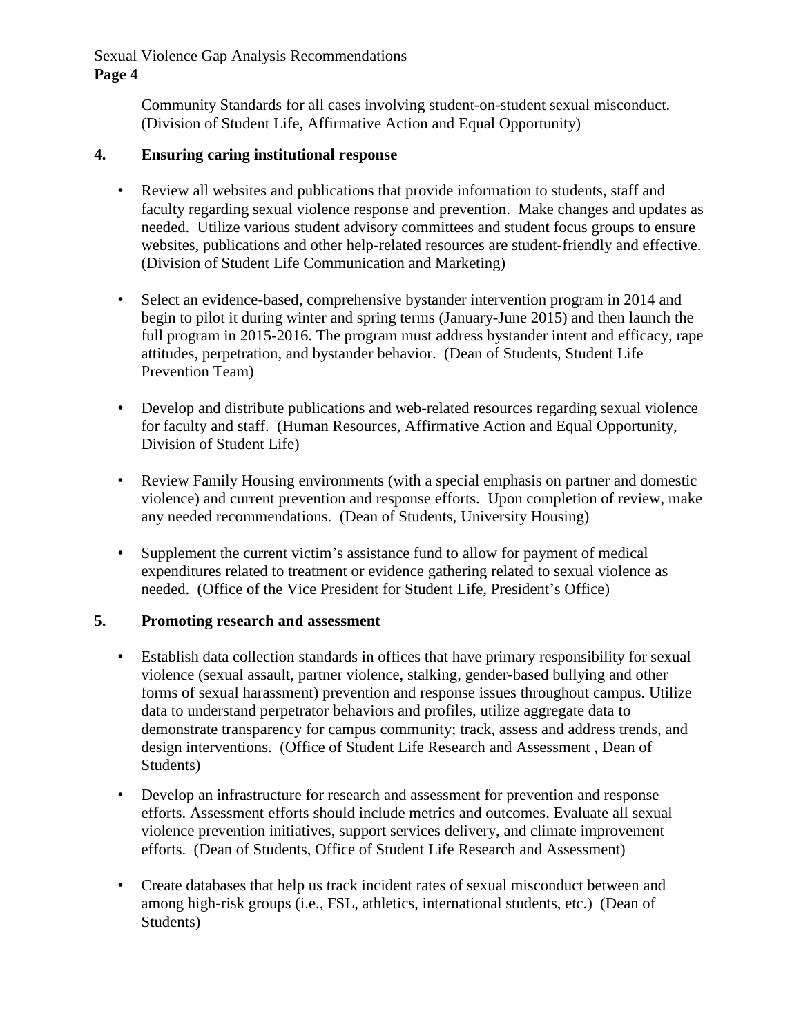Community Standards for all cases involving student-on-student sexual misconduct. (Division of Student Life, Affirmative Action and Equal Opportunity)

## 4. Ensuring caring institutional response

- Review all websites and publications that provide information to students, staff and faculty regarding sexual violence response and prevention. Make changes and updates as needed. Utilize various student advisory committees and student focus groups to ensure websites, publications and other help-related resources are student-friendly and effective. (Division of Student Life Communication and Marketing)

- Select an evidence-based, comprehensive bystander intervention program in 2014 and begin to pilot it during winter and spring terms (January-June 2015) and then launch the full program in 2015-2016. The program must address bystander intent and efficacy, rape attitudes, perpetration, and bystander behavior. (Dean of Students, Student Life Prevention Team)

- Develop and distribute publications and web-related resources regarding sexual violence for faculty and staff. (Human Resources, Affirmative Action and Equal Opportunity, Division of Student Life)

- Review Family Housing environments (with a special emphasis on partner and domestic violence) and current prevention and response efforts. Upon completion of review, make any needed recommendations. (Dean of Students, University Housing)

- Supplement the current victim's assistance fund to allow for payment of medical expenditures related to treatment or evidence gathering related to sexual violence as needed. (Office of the Vice President for Student Life, President's Office)

## 5. Promoting research and assessment

- Establish data collection standards in offices that have primary responsibility for sexual violence (sexual assault, partner violence, stalking, gender-based bullying and other forms of sexual harassment) prevention and response issues throughout campus. Utilize data to understand perpetrator behaviors and profiles, utilize aggregate data to demonstrate transparency for campus community; track, assess and address trends, and design interventions. (Office of Student Life Research and Assessment , Dean of Students)

- Develop an infrastructure for research and assessment for prevention and response efforts. Assessment efforts should include metrics and outcomes. Evaluate all sexual violence prevention initiatives, support services delivery, and climate improvement efforts. (Dean of Students, Office of Student Life Research and Assessment)

- Create databases that help us track incident rates of sexual misconduct between and among high-risk groups (i.e., FSL, athletics, international students, etc.) (Dean of Students)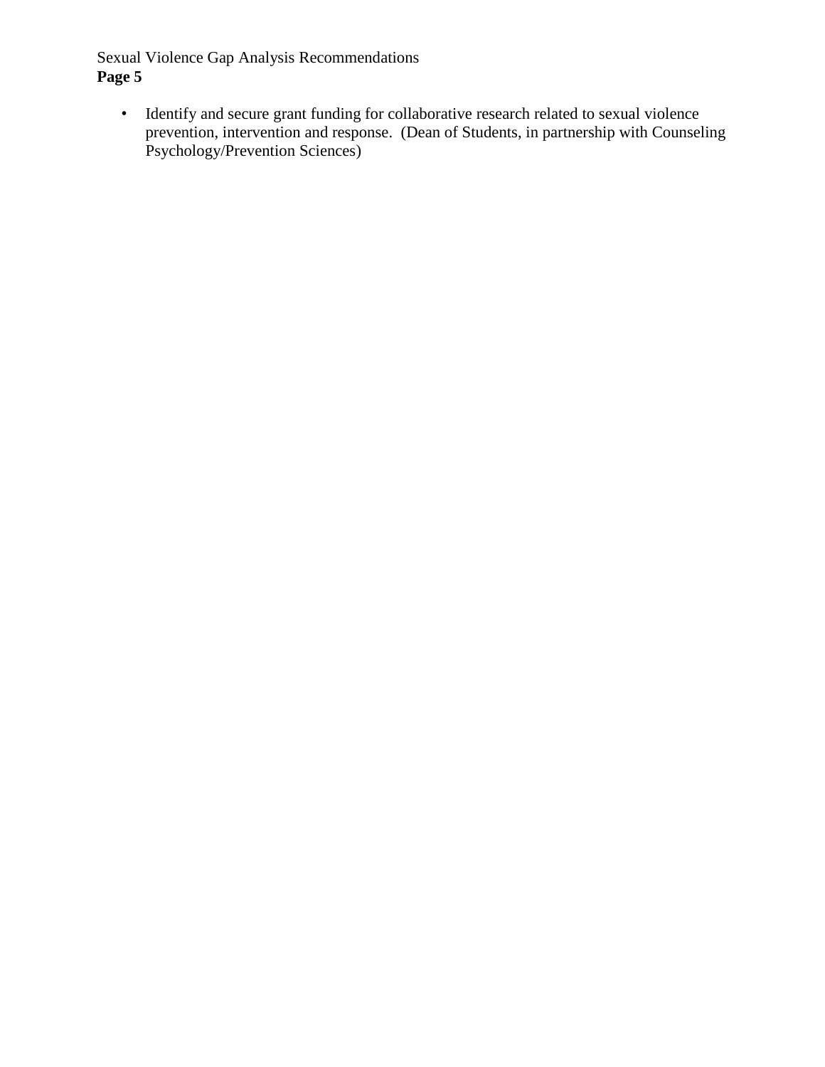- Identify and secure grant funding for collaborative research related to sexual violence prevention, intervention and response. (Dean of Students, in partnership with Counseling Psychology/Prevention Sciences)